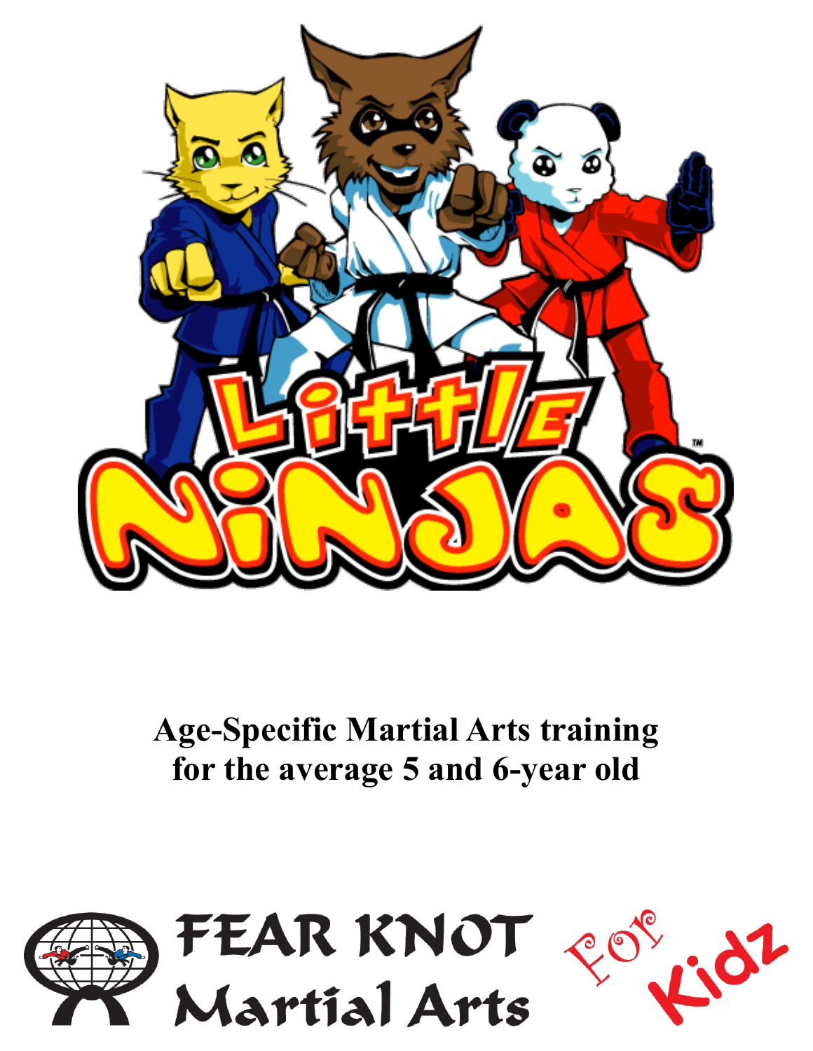# Little Ninjas™

**Age-Specific Martial Arts training for the average 5 and 6-year old**

FEAR KNOT Martial Arts For Kidz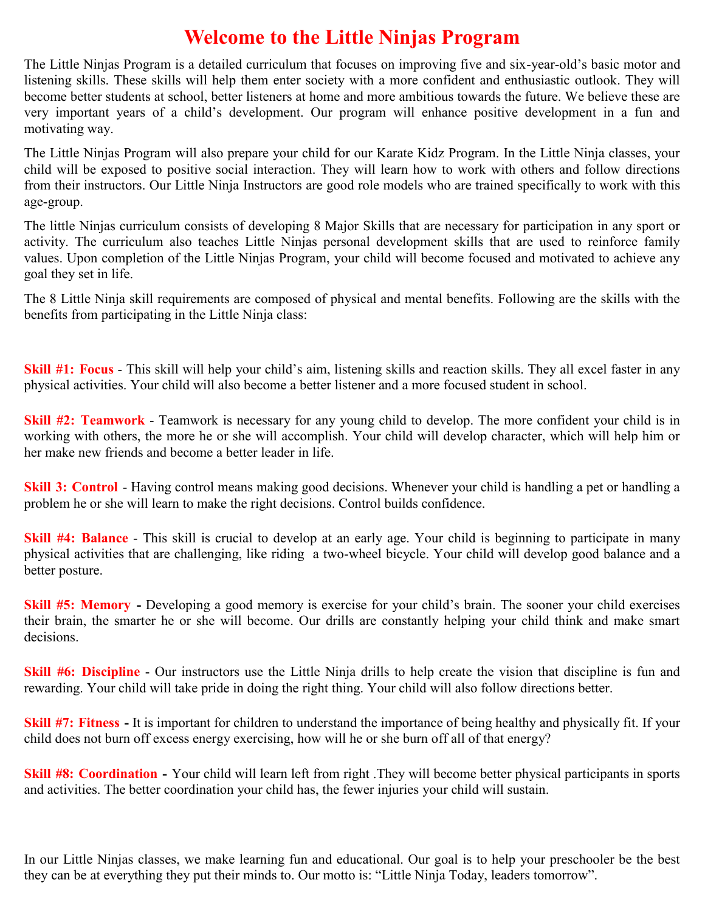# Welcome to the Little Ninjas Program

The Little Ninjas Program is a detailed curriculum that focuses on improving five and six-year-old's basic motor and listening skills. These skills will help them enter society with a more confident and enthusiastic outlook. They will become better students at school, better listeners at home and more ambitious towards the future. We believe these are very important years of a child's development. Our program will enhance positive development in a fun and motivating way.

The Little Ninjas Program will also prepare your child for our Karate Kidz Program. In the Little Ninja classes, your child will be exposed to positive social interaction. They will learn how to work with others and follow directions from their instructors. Our Little Ninja Instructors are good role models who are trained specifically to work with this age-group.

The little Ninjas curriculum consists of developing 8 Major Skills that are necessary for participation in any sport or activity. The curriculum also teaches Little Ninjas personal development skills that are used to reinforce family values. Upon completion of the Little Ninjas Program, your child will become focused and motivated to achieve any goal they set in life.

The 8 Little Ninja skill requirements are composed of physical and mental benefits. Following are the skills with the benefits from participating in the Little Ninja class:

**Skill #1: Focus** - This skill will help your child's aim, listening skills and reaction skills. They all excel faster in any physical activities. Your child will also become a better listener and a more focused student in school.

**Skill #2: Teamwork** - Teamwork is necessary for any young child to develop. The more confident your child is in working with others, the more he or she will accomplish. Your child will develop character, which will help him or her make new friends and become a better leader in life.

**Skill 3: Control** - Having control means making good decisions. Whenever your child is handling a pet or handling a problem he or she will learn to make the right decisions. Control builds confidence.

**Skill #4: Balance** - This skill is crucial to develop at an early age. Your child is beginning to participate in many physical activities that are challenging, like riding a two-wheel bicycle. Your child will develop good balance and a better posture.

**Skill #5: Memory -** Developing a good memory is exercise for your child's brain. The sooner your child exercises their brain, the smarter he or she will become. Our drills are constantly helping your child think and make smart decisions.

**Skill #6: Discipline** - Our instructors use the Little Ninja drills to help create the vision that discipline is fun and rewarding. Your child will take pride in doing the right thing. Your child will also follow directions better.

**Skill #7: Fitness -** It is important for children to understand the importance of being healthy and physically fit. If your child does not burn off excess energy exercising, how will he or she burn off all of that energy?

**Skill #8: Coordination -** Your child will learn left from right .They will become better physical participants in sports and activities. The better coordination your child has, the fewer injuries your child will sustain.

In our Little Ninjas classes, we make learning fun and educational. Our goal is to help your preschooler be the best they can be at everything they put their minds to. Our motto is: "Little Ninja Today, leaders tomorrow".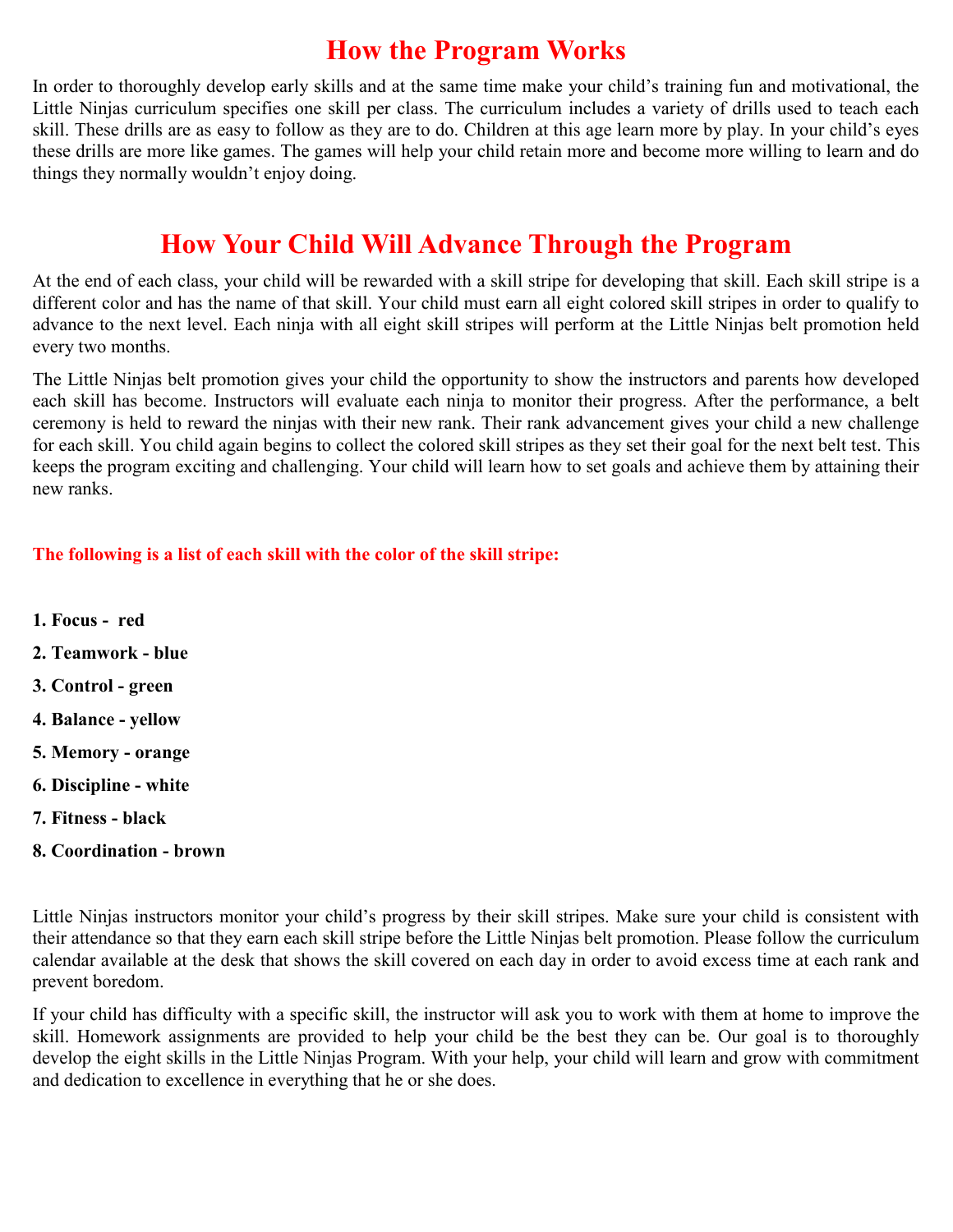# How the Program Works

In order to thoroughly develop early skills and at the same time make your child's training fun and motivational, the Little Ninjas curriculum specifies one skill per class. The curriculum includes a variety of drills used to teach each skill. These drills are as easy to follow as they are to do. Children at this age learn more by play. In your child's eyes these drills are more like games. The games will help your child retain more and become more willing to learn and do things they normally wouldn't enjoy doing.

# How Your Child Will Advance Through the Program

At the end of each class, your child will be rewarded with a skill stripe for developing that skill. Each skill stripe is a different color and has the name of that skill. Your child must earn all eight colored skill stripes in order to qualify to advance to the next level. Each ninja with all eight skill stripes will perform at the Little Ninjas belt promotion held every two months.

The Little Ninjas belt promotion gives your child the opportunity to show the instructors and parents how developed each skill has become. Instructors will evaluate each ninja to monitor their progress. After the performance, a belt ceremony is held to reward the ninjas with their new rank. Their rank advancement gives your child a new challenge for each skill. You child again begins to collect the colored skill stripes as they set their goal for the next belt test. This keeps the program exciting and challenging. Your child will learn how to set goals and achieve them by attaining their new ranks.

**The following is a list of each skill with the color of the skill stripe:**

1. **Focus - red**
2. **Teamwork - blue**
3. **Control - green**
4. **Balance - yellow**
5. **Memory - orange**
6. **Discipline - white**
7. **Fitness - black**
8. **Coordination - brown**

Little Ninjas instructors monitor your child's progress by their skill stripes. Make sure your child is consistent with their attendance so that they earn each skill stripe before the Little Ninjas belt promotion. Please follow the curriculum calendar available at the desk that shows the skill covered on each day in order to avoid excess time at each rank and prevent boredom.

If your child has difficulty with a specific skill, the instructor will ask you to work with them at home to improve the skill. Homework assignments are provided to help your child be the best they can be. Our goal is to thoroughly develop the eight skills in the Little Ninjas Program. With your help, your child will learn and grow with commitment and dedication to excellence in everything that he or she does.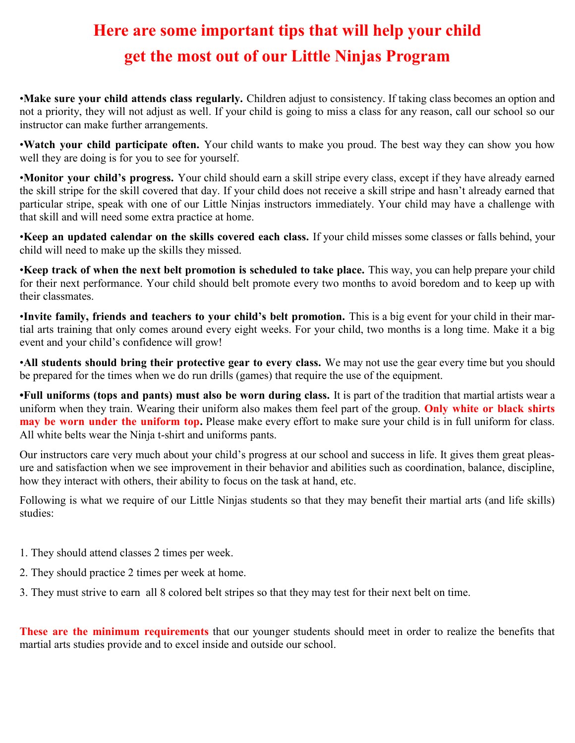# Here are some important tips that will help your child get the most out of our Little Ninjas Program

•**Make sure your child attends class regularly.** Children adjust to consistency. If taking class becomes an option and not a priority, they will not adjust as well. If your child is going to miss a class for any reason, call our school so our instructor can make further arrangements.

•**Watch your child participate often.** Your child wants to make you proud. The best way they can show you how well they are doing is for you to see for yourself.

•**Monitor your child's progress.** Your child should earn a skill stripe every class, except if they have already earned the skill stripe for the skill covered that day. If your child does not receive a skill stripe and hasn't already earned that particular stripe, speak with one of our Little Ninjas instructors immediately. Your child may have a challenge with that skill and will need some extra practice at home.

•**Keep an updated calendar on the skills covered each class.** If your child misses some classes or falls behind, your child will need to make up the skills they missed.

•**Keep track of when the next belt promotion is scheduled to take place.** This way, you can help prepare your child for their next performance. Your child should belt promote every two months to avoid boredom and to keep up with their classmates.

•**Invite family, friends and teachers to your child's belt promotion.** This is a big event for your child in their martial arts training that only comes around every eight weeks. For your child, two months is a long time. Make it a big event and your child's confidence will grow!

•**All students should bring their protective gear to every class.** We may not use the gear every time but you should be prepared for the times when we do run drills (games) that require the use of the equipment.

•**Full uniforms (tops and pants) must also be worn during class.** It is part of the tradition that martial artists wear a uniform when they train. Wearing their uniform also makes them feel part of the group. **Only white or black shirts may be worn under the uniform top.** Please make every effort to make sure your child is in full uniform for class. All white belts wear the Ninja t-shirt and uniforms pants.

Our instructors care very much about your child's progress at our school and success in life. It gives them great pleasure and satisfaction when we see improvement in their behavior and abilities such as coordination, balance, discipline, how they interact with others, their ability to focus on the task at hand, etc.

Following is what we require of our Little Ninjas students so that they may benefit their martial arts (and life skills) studies:

1. They should attend classes 2 times per week.
2. They should practice 2 times per week at home.
3. They must strive to earn all 8 colored belt stripes so that they may test for their next belt on time.

**These are the minimum requirements** that our younger students should meet in order to realize the benefits that martial arts studies provide and to excel inside and outside our school.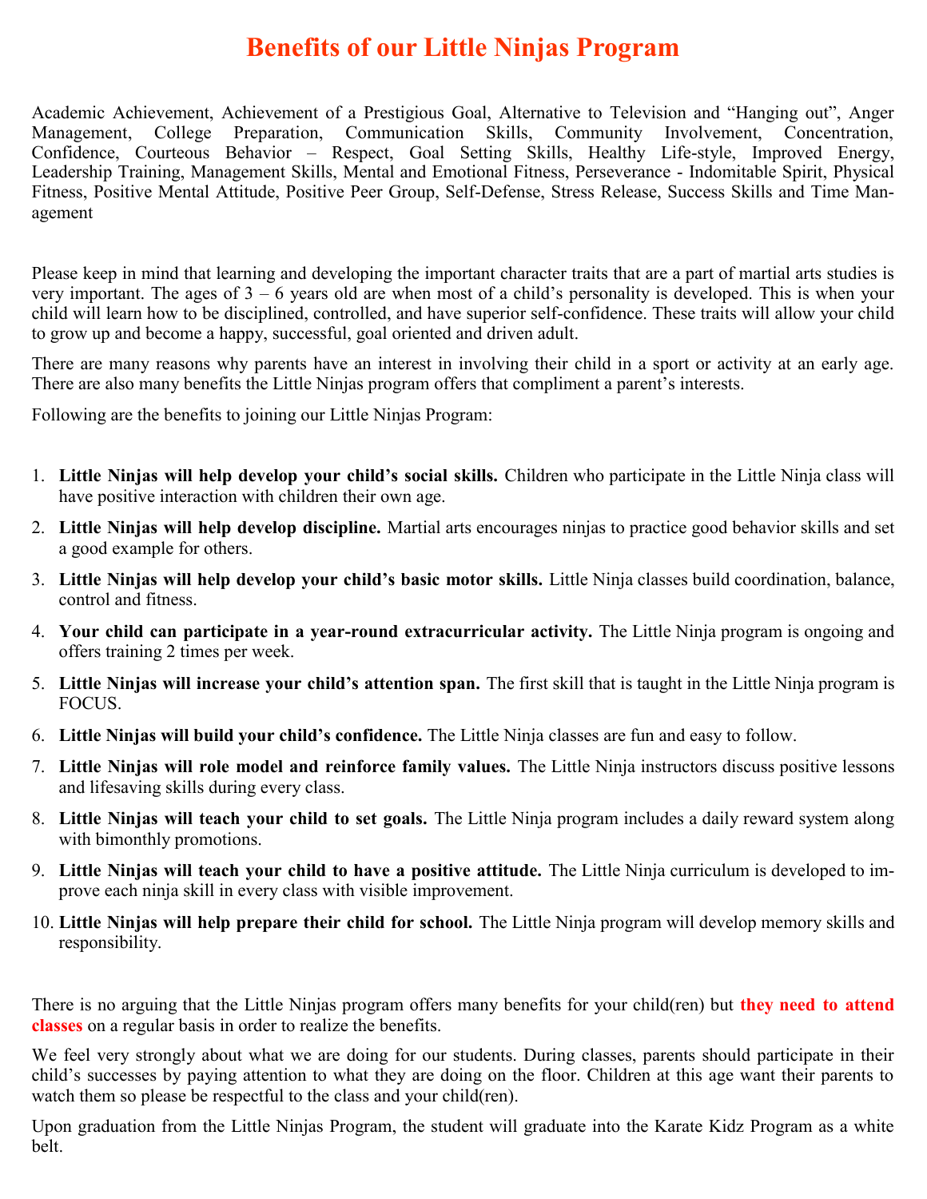# Benefits of our Little Ninjas Program

Academic Achievement, Achievement of a Prestigious Goal, Alternative to Television and "Hanging out", Anger Management, College Preparation, Communication Skills, Community Involvement, Concentration, Confidence, Courteous Behavior – Respect, Goal Setting Skills, Healthy Life-style, Improved Energy, Leadership Training, Management Skills, Mental and Emotional Fitness, Perseverance - Indomitable Spirit, Physical Fitness, Positive Mental Attitude, Positive Peer Group, Self-Defense, Stress Release, Success Skills and Time Management

Please keep in mind that learning and developing the important character traits that are a part of martial arts studies is very important. The ages of 3 – 6 years old are when most of a child's personality is developed. This is when your child will learn how to be disciplined, controlled, and have superior self-confidence. These traits will allow your child to grow up and become a happy, successful, goal oriented and driven adult.

There are many reasons why parents have an interest in involving their child in a sport or activity at an early age. There are also many benefits the Little Ninjas program offers that compliment a parent's interests.

Following are the benefits to joining our Little Ninjas Program:

1. **Little Ninjas will help develop your child's social skills.** Children who participate in the Little Ninja class will have positive interaction with children their own age.
2. **Little Ninjas will help develop discipline.** Martial arts encourages ninjas to practice good behavior skills and set a good example for others.
3. **Little Ninjas will help develop your child's basic motor skills.** Little Ninja classes build coordination, balance, control and fitness.
4. **Your child can participate in a year-round extracurricular activity.** The Little Ninja program is ongoing and offers training 2 times per week.
5. **Little Ninjas will increase your child's attention span.** The first skill that is taught in the Little Ninja program is FOCUS.
6. **Little Ninjas will build your child's confidence.** The Little Ninja classes are fun and easy to follow.
7. **Little Ninjas will role model and reinforce family values.** The Little Ninja instructors discuss positive lessons and lifesaving skills during every class.
8. **Little Ninjas will teach your child to set goals.** The Little Ninja program includes a daily reward system along with bimonthly promotions.
9. **Little Ninjas will teach your child to have a positive attitude.** The Little Ninja curriculum is developed to improve each ninja skill in every class with visible improvement.
10. **Little Ninjas will help prepare their child for school.** The Little Ninja program will develop memory skills and responsibility.

There is no arguing that the Little Ninjas program offers many benefits for your child(ren) but **they need to attend classes** on a regular basis in order to realize the benefits.

We feel very strongly about what we are doing for our students. During classes, parents should participate in their child's successes by paying attention to what they are doing on the floor. Children at this age want their parents to watch them so please be respectful to the class and your child(ren).

Upon graduation from the Little Ninjas Program, the student will graduate into the Karate Kidz Program as a white belt.